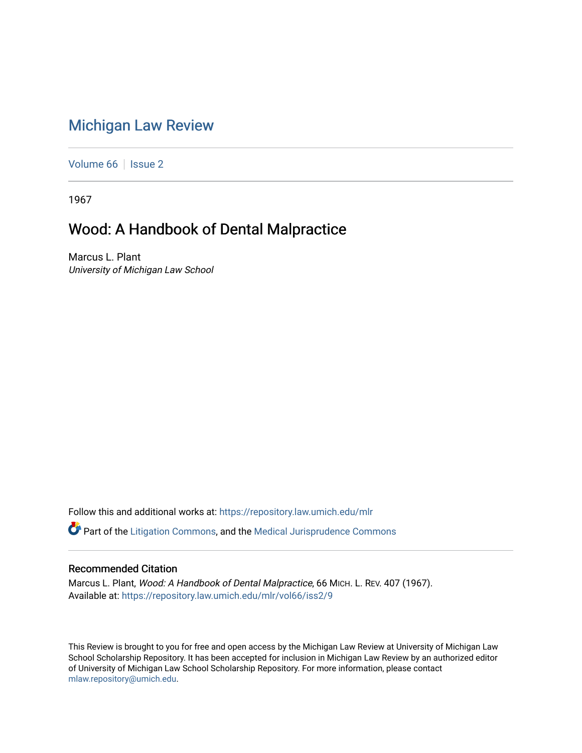# Michigan Law Review

Volume 66 | Issue 2

1967

## Wood: A Handbook of Dental Malpractice

Marcus L. Plant
*University of Michigan Law School*

Follow this and additional works at: https://repository.law.umich.edu/mlr

Part of the Litigation Commons, and the Medical Jurisprudence Commons

### Recommended Citation

Marcus L. Plant, *Wood: A Handbook of Dental Malpractice*, 66 MICH. L. REV. 407 (1967).
Available at: https://repository.law.umich.edu/mlr/vol66/iss2/9

This Review is brought to you for free and open access by the Michigan Law Review at University of Michigan Law School Scholarship Repository. It has been accepted for inclusion in Michigan Law Review by an authorized editor of University of Michigan Law School Scholarship Repository. For more information, please contact mlaw.repository@umich.edu.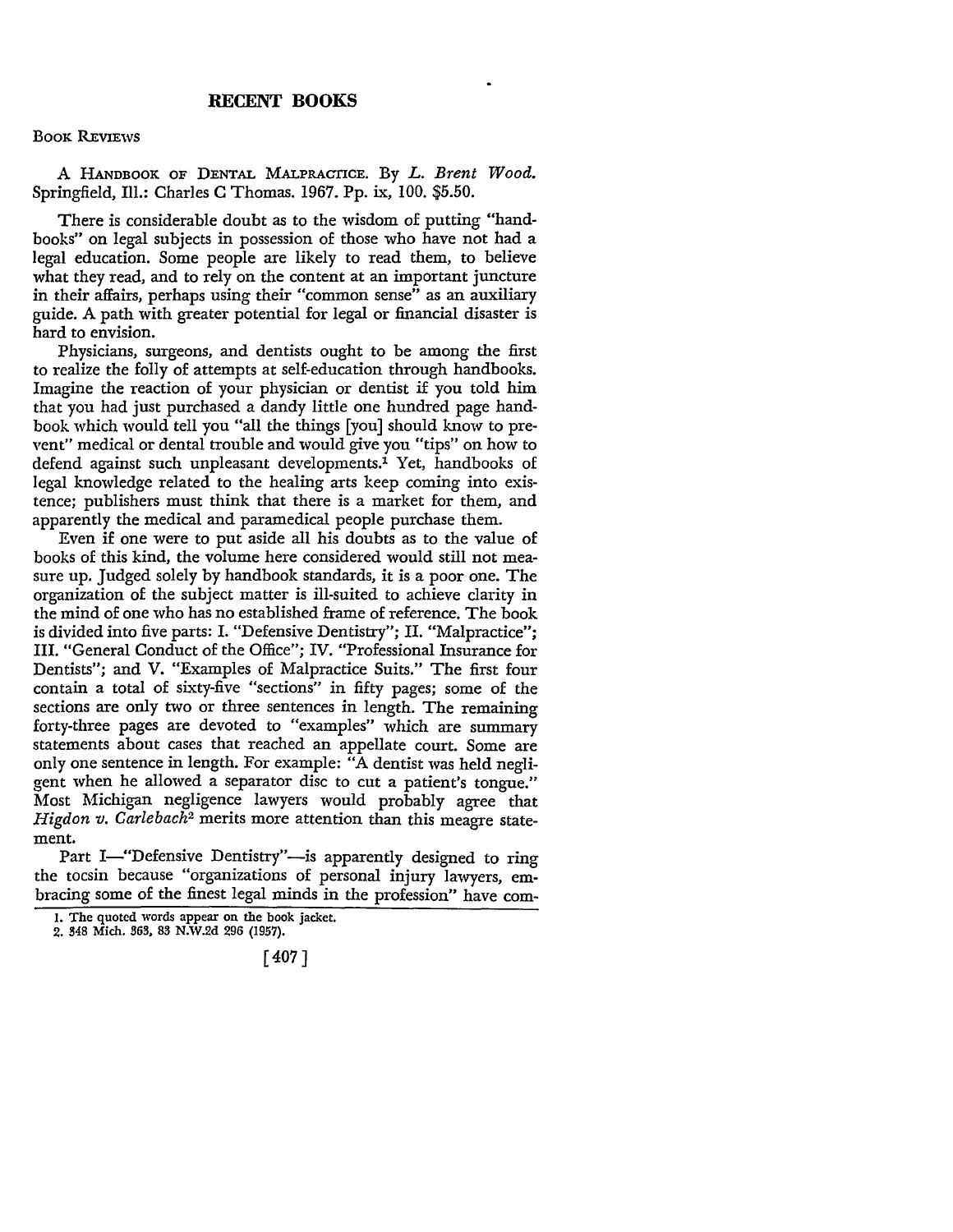# RECENT BOOKS

## BOOK REVIEWS

A HANDBOOK OF DENTAL MALPRACTICE. By *L. Brent Wood.* Springfield, Ill.: Charles C Thomas. 1967. Pp. ix, 100. $5.50.

There is considerable doubt as to the wisdom of putting "handbooks" on legal subjects in possession of those who have not had a legal education. Some people are likely to read them, to believe what they read, and to rely on the content at an important juncture in their affairs, perhaps using their "common sense" as an auxiliary guide. A path with greater potential for legal or financial disaster is hard to envision.

Physicians, surgeons, and dentists ought to be among the first to realize the folly of attempts at self-education through handbooks. Imagine the reaction of your physician or dentist if you told him that you had just purchased a dandy little one hundred page handbook which would tell you "all the things [you] should know to prevent" medical or dental trouble and would give you "tips" on how to defend against such unpleasant developments.[1] Yet, handbooks of legal knowledge related to the healing arts keep coming into existence; publishers must think that there is a market for them, and apparently the medical and paramedical people purchase them.

Even if one were to put aside all his doubts as to the value of books of this kind, the volume here considered would still not measure up. Judged solely by handbook standards, it is a poor one. The organization of the subject matter is ill-suited to achieve clarity in the mind of one who has no established frame of reference. The book is divided into five parts: I. "Defensive Dentistry"; II. "Malpractice"; III. "General Conduct of the Office"; IV. "Professional Insurance for Dentists"; and V. "Examples of Malpractice Suits." The first four contain a total of sixty-five "sections" in fifty pages; some of the sections are only two or three sentences in length. The remaining forty-three pages are devoted to "examples" which are summary statements about cases that reached an appellate court. Some are only one sentence in length. For example: "A dentist was held negligent when he allowed a separator disc to cut a patient's tongue." Most Michigan negligence lawyers would probably agree that *Higdon v. Carlebach*[2] merits more attention than this meagre statement.

Part I—"Defensive Dentistry"—is apparently designed to ring the tocsin because "organizations of personal injury lawyers, embracing some of the finest legal minds in the profession" have com-

---

1. The quoted words appear on the book jacket.
2. 348 Mich. 363, 83 N.W.2d 296 (1957).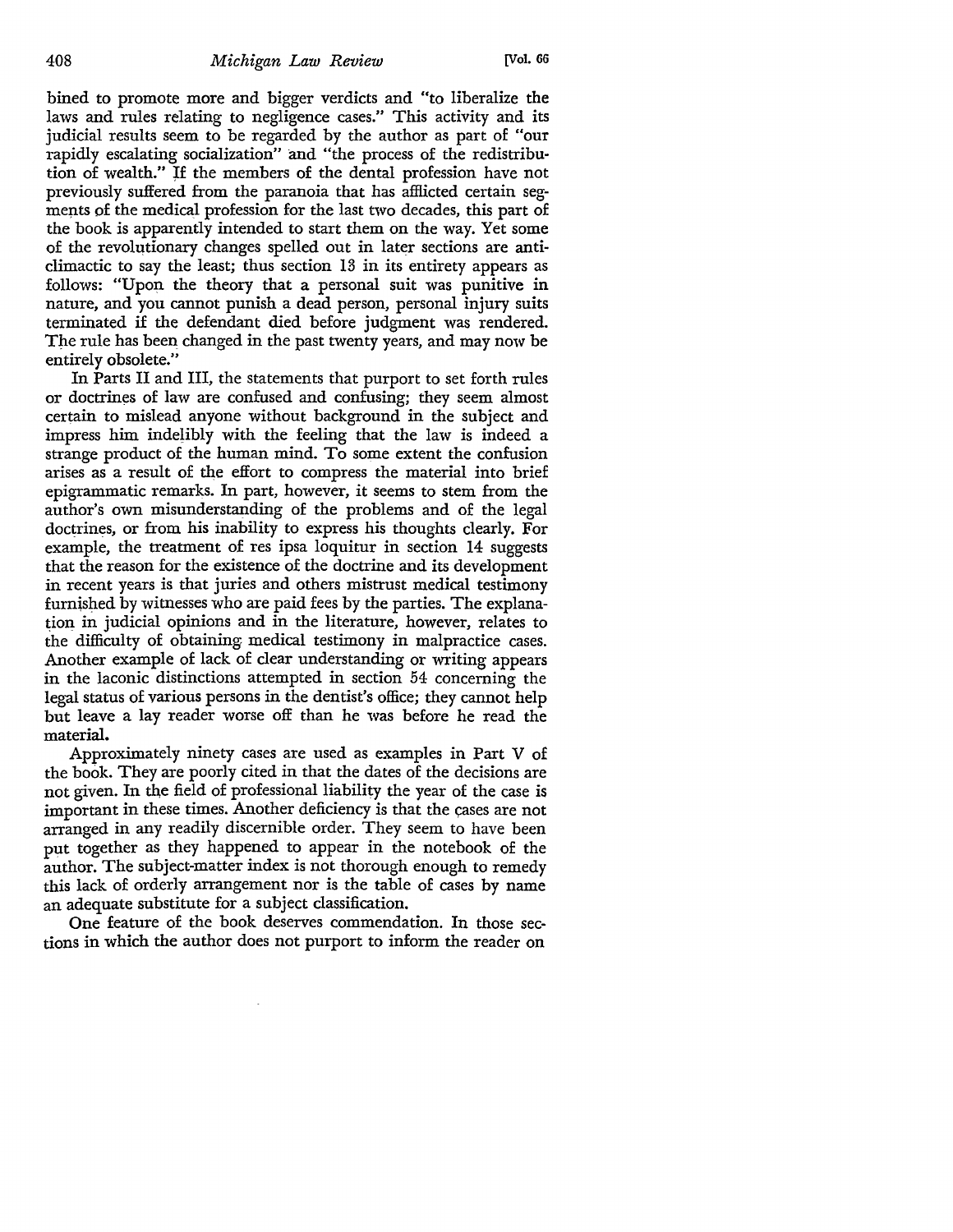bined to promote more and bigger verdicts and "to liberalize the laws and rules relating to negligence cases." This activity and its judicial results seem to be regarded by the author as part of "our rapidly escalating socialization" and "the process of the redistribution of wealth." If the members of the dental profession have not previously suffered from the paranoia that has afflicted certain segments of the medical profession for the last two decades, this part of the book is apparently intended to start them on the way. Yet some of the revolutionary changes spelled out in later sections are anticlimactic to say the least; thus section 13 in its entirety appears as follows: "Upon the theory that a personal suit was punitive in nature, and you cannot punish a dead person, personal injury suits terminated if the defendant died before judgment was rendered. The rule has been changed in the past twenty years, and may now be entirely obsolete."

In Parts II and III, the statements that purport to set forth rules or doctrines of law are confused and confusing; they seem almost certain to mislead anyone without background in the subject and impress him indelibly with the feeling that the law is indeed a strange product of the human mind. To some extent the confusion arises as a result of the effort to compress the material into brief epigrammatic remarks. In part, however, it seems to stem from the author's own misunderstanding of the problems and of the legal doctrines, or from his inability to express his thoughts clearly. For example, the treatment of res ipsa loquitur in section 14 suggests that the reason for the existence of the doctrine and its development in recent years is that juries and others mistrust medical testimony furnished by witnesses who are paid fees by the parties. The explanation in judicial opinions and in the literature, however, relates to the difficulty of obtaining medical testimony in malpractice cases. Another example of lack of clear understanding or writing appears in the laconic distinctions attempted in section 54 concerning the legal status of various persons in the dentist's office; they cannot help but leave a lay reader worse off than he was before he read the material.

Approximately ninety cases are used as examples in Part V of the book. They are poorly cited in that the dates of the decisions are not given. In the field of professional liability the year of the case is important in these times. Another deficiency is that the cases are not arranged in any readily discernible order. They seem to have been put together as they happened to appear in the notebook of the author. The subject-matter index is not thorough enough to remedy this lack of orderly arrangement nor is the table of cases by name an adequate substitute for a subject classification.

One feature of the book deserves commendation. In those sections in which the author does not purport to inform the reader on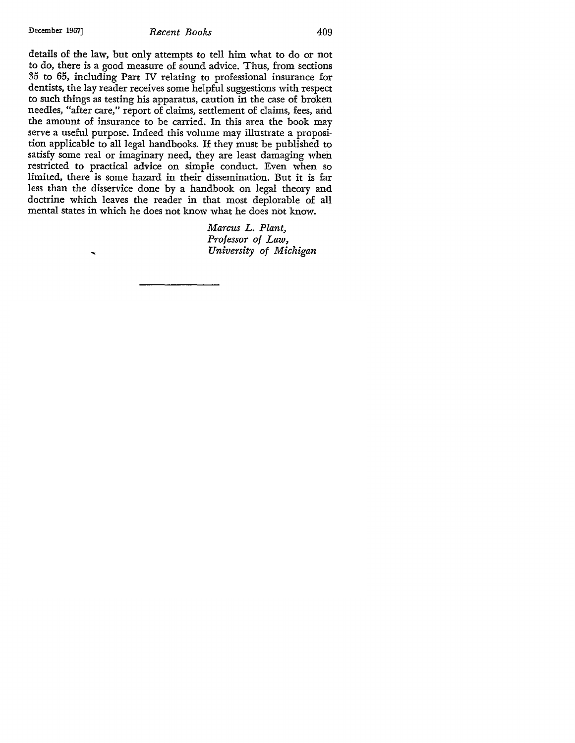details of the law, but only attempts to tell him what to do or not to do, there is a good measure of sound advice. Thus, from sections 35 to 65, including Part IV relating to professional insurance for dentists, the lay reader receives some helpful suggestions with respect to such things as testing his apparatus, caution in the case of broken needles, "after care," report of claims, settlement of claims, fees, and the amount of insurance to be carried. In this area the book may serve a useful purpose. Indeed this volume may illustrate a proposition applicable to all legal handbooks. If they must be published to satisfy some real or imaginary need, they are least damaging when restricted to practical advice on simple conduct. Even when so limited, there is some hazard in their dissemination. But it is far less than the disservice done by a handbook on legal theory and doctrine which leaves the reader in that most deplorable of all mental states in which he does not know what he does not know.

*Marcus L. Plant,*
*Professor of Law,*
*University of Michigan*